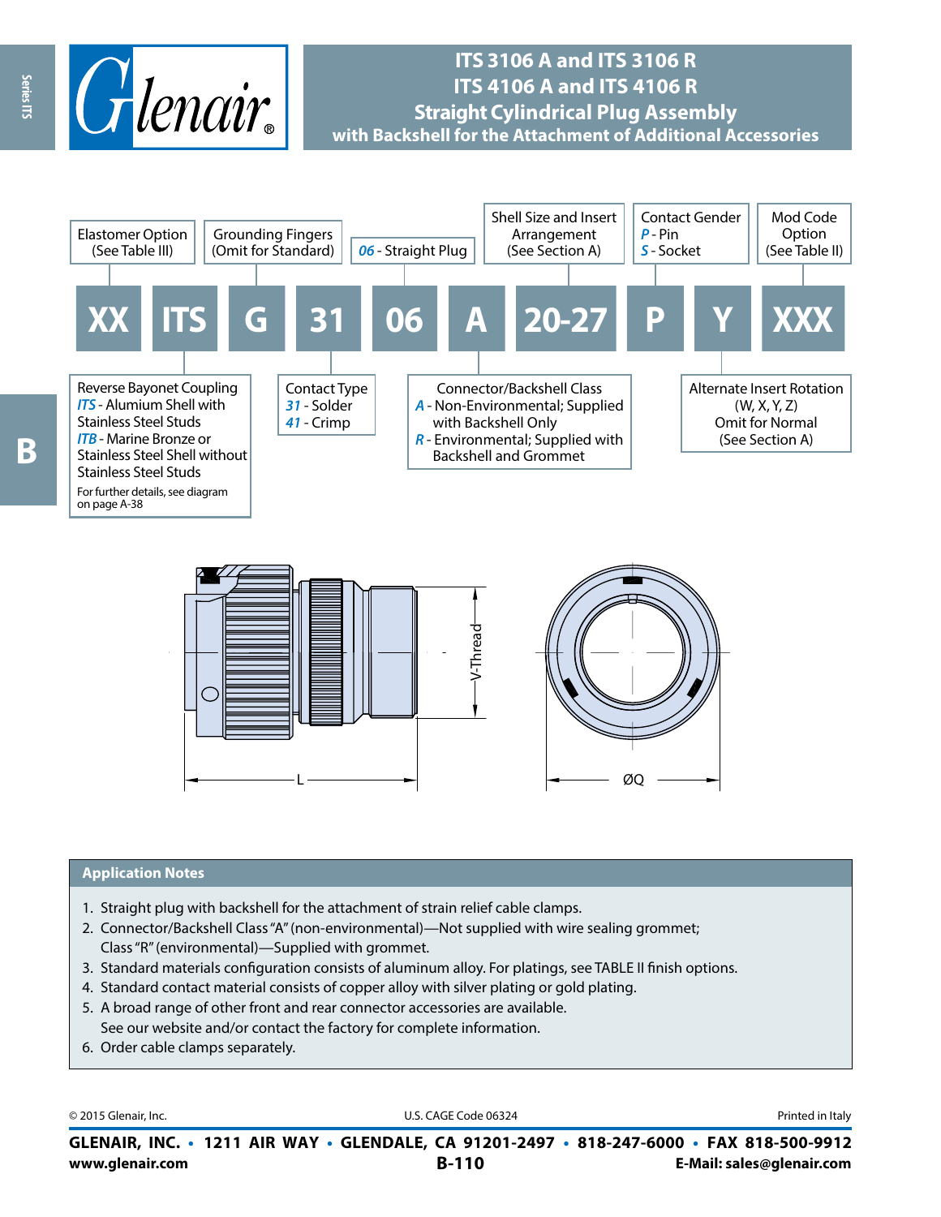# ITS 3106 A and ITS 3106 R
# ITS 4106 A and ITS 4106 R
## Straight Cylindrical Plug Assembly
### with Backshell for the Attachment of Additional Accessories

| XX | ITS | G | 31 | 06 | A | 20-27 | P | Y | XXX |
|---|---|---|---|---|---|---|---|---|---|

**XX** – Elastomer Option (See Table III)

**ITS** – Reverse Bayonet Coupling
- *ITS* - Alumium Shell with Stainless Steel Studs
- *ITB* - Marine Bronze or Stainless Steel Shell without Stainless Steel Studs

For further details, see diagram on page A-38

**G** – Grounding Fingers (Omit for Standard)

**31** – Contact Type
- *31* - Solder
- *41* - Crimp

**06** – *06* - Straight Plug

**A** – Connector/Backshell Class
- *A* - Non-Environmental; Supplied with Backshell Only
- *R* - Environmental; Supplied with Backshell and Grommet

**20-27** – Shell Size and Insert Arrangement (See Section A)

**P** – Contact Gender
- *P* - Pin
- *S* - Socket

**Y** – Alternate Insert Rotation (W, X, Y, Z) Omit for Normal (See Section A)

**XXX** – Mod Code Option (See Table II)

V-Thread

L

ØQ

## Application Notes

1. Straight plug with backshell for the attachment of strain relief cable clamps.
2. Connector/Backshell Class "A" (non-environmental)—Not supplied with wire sealing grommet; Class "R" (environmental)—Supplied with grommet.
3. Standard materials configuration consists of aluminum alloy. For platings, see TABLE II finish options.
4. Standard contact material consists of copper alloy with silver plating or gold plating.
5. A broad range of other front and rear connector accessories are available. See our website and/or contact the factory for complete information.
6. Order cable clamps separately.

© 2015 Glenair, Inc. U.S. CAGE Code 06324 Printed in Italy

**GLENAIR, INC. • 1211 AIR WAY • GLENDALE, CA 91201-2497 • 818-247-6000 • FAX 818-500-9912**
**www.glenair.com** **E-Mail: sales@glenair.com**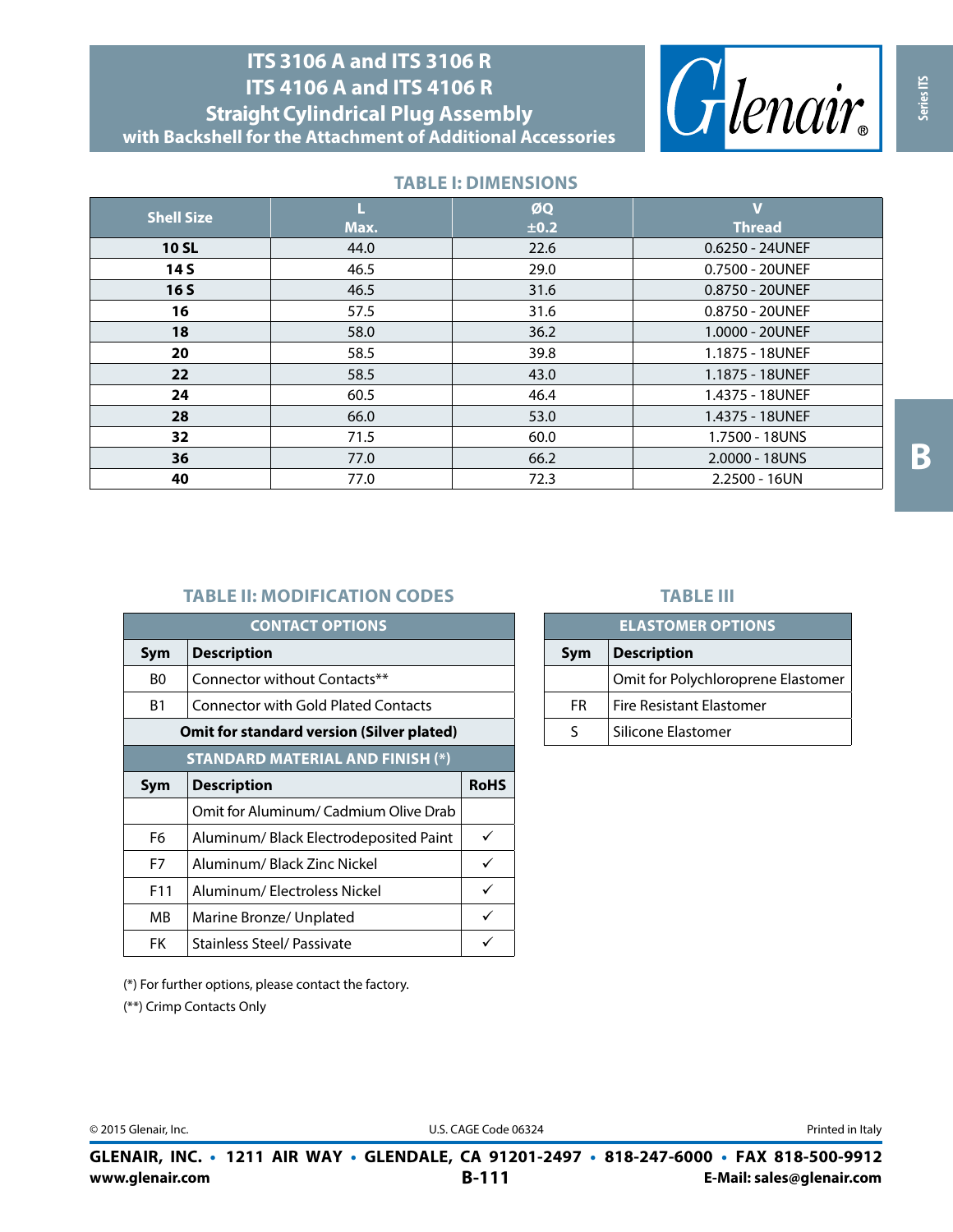# ITS 3106 A and ITS 3106 R
# ITS 4106 A and ITS 4106 R
## Straight Cylindrical Plug Assembly
### with Backshell for the Attachment of Additional Accessories

### TABLE I: DIMENSIONS

| Shell Size | L Max. | ØQ ±0.2 | V Thread |
|---|---|---|---|
| **10 SL** | 44.0 | 22.6 | 0.6250 - 24UNEF |
| **14 S** | 46.5 | 29.0 | 0.7500 - 20UNEF |
| **16 S** | 46.5 | 31.6 | 0.8750 - 20UNEF |
| **16** | 57.5 | 31.6 | 0.8750 - 20UNEF |
| **18** | 58.0 | 36.2 | 1.0000 - 20UNEF |
| **20** | 58.5 | 39.8 | 1.1875 - 18UNEF |
| **22** | 58.5 | 43.0 | 1.1875 - 18UNEF |
| **24** | 60.5 | 46.4 | 1.4375 - 18UNEF |
| **28** | 66.0 | 53.0 | 1.4375 - 18UNEF |
| **32** | 71.5 | 60.0 | 1.7500 - 18UNS |
| **36** | 77.0 | 66.2 | 2.0000 - 18UNS |
| **40** | 77.0 | 72.3 | 2.2500 - 16UN |

### TABLE II: MODIFICATION CODES

| CONTACT OPTIONS | | |
|---|---|---|
| **Sym** | **Description** | |
| B0 | Connector without Contacts** | |
| B1 | Connector with Gold Plated Contacts | |
| **Omit for standard version (Silver plated)** | | |
| **STANDARD MATERIAL AND FINISH (*)** | | |
| **Sym** | **Description** | **RoHS** |
| | Omit for Aluminum/ Cadmium Olive Drab | |
| F6 | Aluminum/ Black Electrodeposited Paint | ✓ |
| F7 | Aluminum/ Black Zinc Nickel | ✓ |
| F11 | Aluminum/ Electroless Nickel | ✓ |
| MB | Marine Bronze/ Unplated | ✓ |
| FK | Stainless Steel/ Passivate | ✓ |

(*) For further options, please contact the factory.

(**) Crimp Contacts Only

### TABLE III

| ELASTOMER OPTIONS | |
|---|---|
| **Sym** | **Description** |
| | Omit for Polychloroprene Elastomer |
| FR | Fire Resistant Elastomer |
| S | Silicone Elastomer |